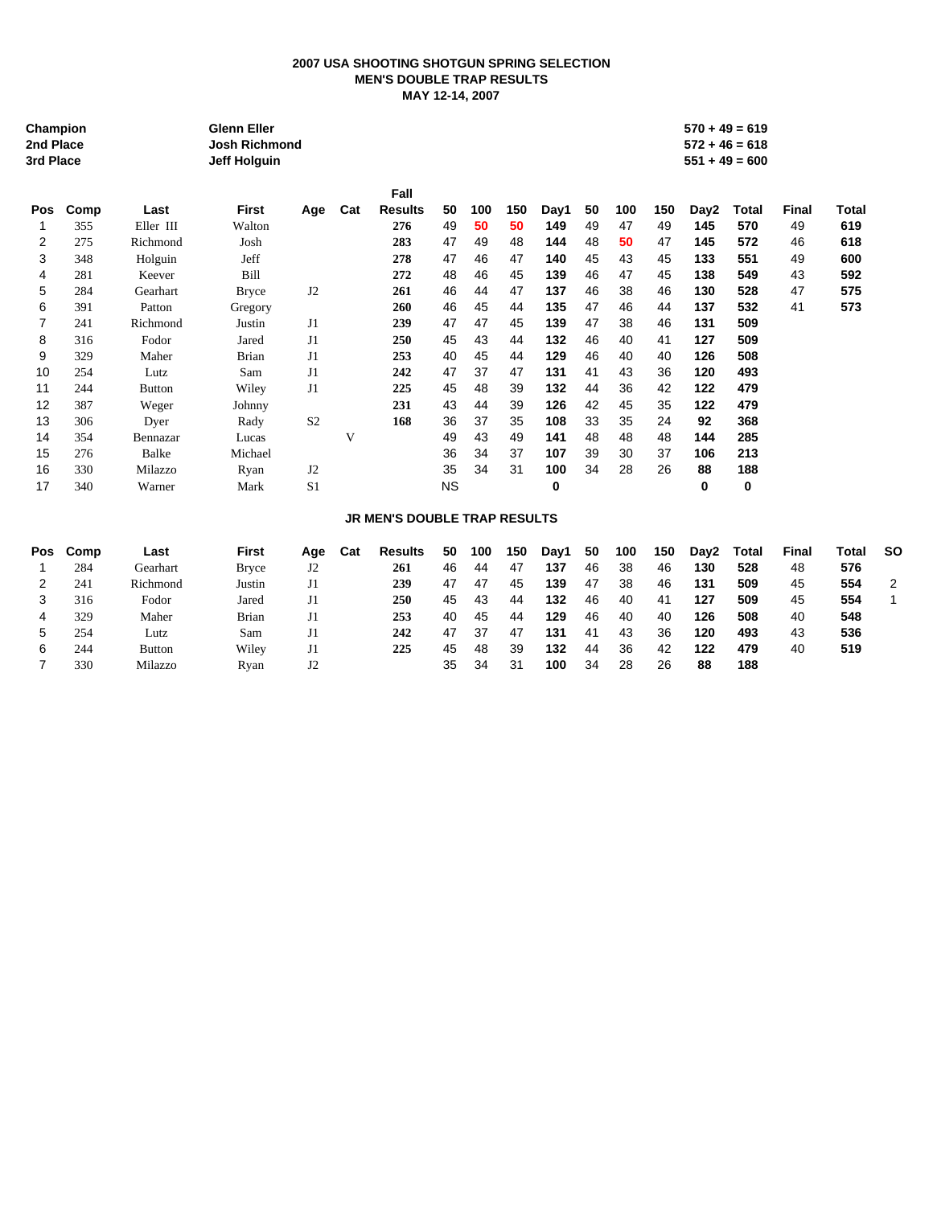# 2007 USA SHOOTING SHOTGUN SPRING SELECTION
## MEN'S DOUBLE TRAP RESULTS
### MAY 12-14, 2007

| | | |
|---|---|---|
| **Champion** | **Glenn Eller** | **570 + 49 = 619** |
| **2nd Place** | **Josh Richmond** | **572 + 46 = 618** |
| **3rd Place** | **Jeff Holguin** | **551 + 49 = 600** |

| Pos | Comp | Last | First | Age | Cat | Fall Results | 50 | 100 | 150 | Day1 | 50 | 100 | 150 | Day2 | Total | Final | Total |
|---|---|---|---|---|---|---|---|---|---|---|---|---|---|---|---|---|---|
| 1 | 355 | Eller III | Walton | | | 276 | 49 | 50 | 50 | 149 | 49 | 47 | 49 | 145 | 570 | 49 | 619 |
| 2 | 275 | Richmond | Josh | | | 283 | 47 | 49 | 48 | 144 | 48 | 50 | 47 | 145 | 572 | 46 | 618 |
| 3 | 348 | Holguin | Jeff | | | 278 | 47 | 46 | 47 | 140 | 45 | 43 | 45 | 133 | 551 | 49 | 600 |
| 4 | 281 | Keever | Bill | | | 272 | 48 | 46 | 45 | 139 | 46 | 47 | 45 | 138 | 549 | 43 | 592 |
| 5 | 284 | Gearhart | Bryce | J2 | | 261 | 46 | 44 | 47 | 137 | 46 | 38 | 46 | 130 | 528 | 47 | 575 |
| 6 | 391 | Patton | Gregory | | | 260 | 46 | 45 | 44 | 135 | 47 | 46 | 44 | 137 | 532 | 41 | 573 |
| 7 | 241 | Richmond | Justin | J1 | | 239 | 47 | 47 | 45 | 139 | 47 | 38 | 46 | 131 | 509 | | |
| 8 | 316 | Fodor | Jared | J1 | | 250 | 45 | 43 | 44 | 132 | 46 | 40 | 41 | 127 | 509 | | |
| 9 | 329 | Maher | Brian | J1 | | 253 | 40 | 45 | 44 | 129 | 46 | 40 | 40 | 126 | 508 | | |
| 10 | 254 | Lutz | Sam | J1 | | 242 | 47 | 37 | 47 | 131 | 41 | 43 | 36 | 120 | 493 | | |
| 11 | 244 | Button | Wiley | J1 | | 225 | 45 | 48 | 39 | 132 | 44 | 36 | 42 | 122 | 479 | | |
| 12 | 387 | Weger | Johnny | | | 231 | 43 | 44 | 39 | 126 | 42 | 45 | 35 | 122 | 479 | | |
| 13 | 306 | Dyer | Rady | S2 | | 168 | 36 | 37 | 35 | 108 | 33 | 35 | 24 | 92 | 368 | | |
| 14 | 354 | Bennazar | Lucas | | V | | 49 | 43 | 49 | 141 | 48 | 48 | 48 | 144 | 285 | | |
| 15 | 276 | Balke | Michael | | | | 36 | 34 | 37 | 107 | 39 | 30 | 37 | 106 | 213 | | |
| 16 | 330 | Milazzo | Ryan | J2 | | | 35 | 34 | 31 | 100 | 34 | 28 | 26 | 88 | 188 | | |
| 17 | 340 | Warner | Mark | S1 | | | NS | | | 0 | | | | 0 | 0 | | |

## JR MEN'S DOUBLE TRAP RESULTS

| Pos | Comp | Last | First | Age | Cat | Results | 50 | 100 | 150 | Day1 | 50 | 100 | 150 | Day2 | Total | Final | Total | SO |
|---|---|---|---|---|---|---|---|---|---|---|---|---|---|---|---|---|---|---|
| 1 | 284 | Gearhart | Bryce | J2 | | 261 | 46 | 44 | 47 | 137 | 46 | 38 | 46 | 130 | 528 | 48 | 576 | |
| 2 | 241 | Richmond | Justin | J1 | | 239 | 47 | 47 | 45 | 139 | 47 | 38 | 46 | 131 | 509 | 45 | 554 | 2 |
| 3 | 316 | Fodor | Jared | J1 | | 250 | 45 | 43 | 44 | 132 | 46 | 40 | 41 | 127 | 509 | 45 | 554 | 1 |
| 4 | 329 | Maher | Brian | J1 | | 253 | 40 | 45 | 44 | 129 | 46 | 40 | 40 | 126 | 508 | 40 | 548 | |
| 5 | 254 | Lutz | Sam | J1 | | 242 | 47 | 37 | 47 | 131 | 41 | 43 | 36 | 120 | 493 | 43 | 536 | |
| 6 | 244 | Button | Wiley | J1 | | 225 | 45 | 48 | 39 | 132 | 44 | 36 | 42 | 122 | 479 | 40 | 519 | |
| 7 | 330 | Milazzo | Ryan | J2 | | | 35 | 34 | 31 | 100 | 34 | 28 | 26 | 88 | 188 | | | |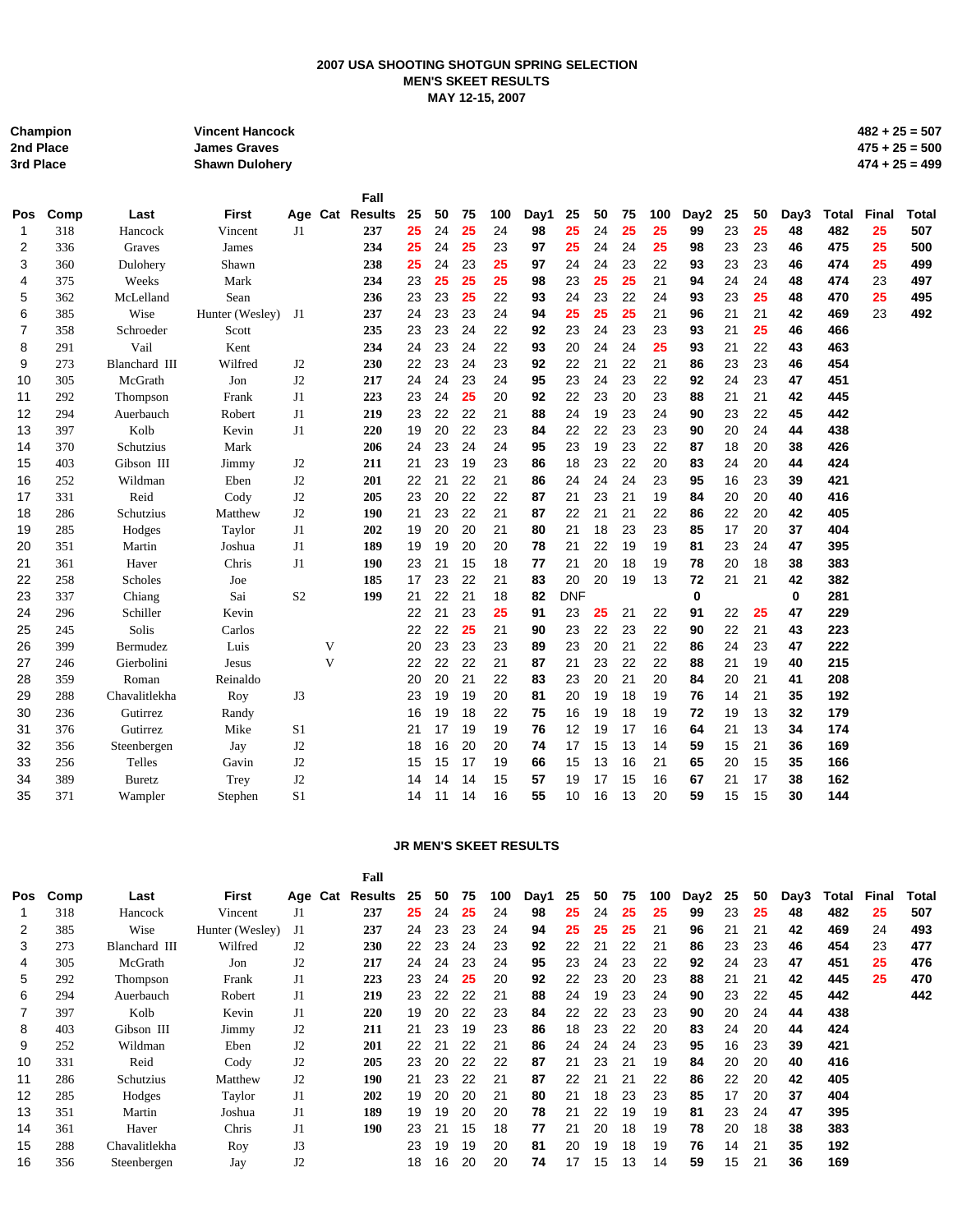**2007 USA SHOOTING SHOTGUN SPRING SELECTION**
**MEN'S SKEET RESULTS**
**MAY 12-15, 2007**

| | | |
|---|---|---|
| **Champion** | **Vincent Hancock** | **482 + 25 = 507** |
| **2nd Place** | **James Graves** | **475 + 25 = 500** |
| **3rd Place** | **Shawn Dulohery** | **474 + 25 = 499** |

| Pos | Comp | Last | First | Age | Cat | Fall Results | 25 | 50 | 75 | 100 | Day1 | 25 | 50 | 75 | 100 | Day2 | 25 | 50 | Day3 | Total | Final | Total |
|---|---|---|---|---|---|---|---|---|---|---|---|---|---|---|---|---|---|---|---|---|---|---|
| 1 | 318 | Hancock | Vincent | J1 | | 237 | 25 | 24 | 25 | 24 | 98 | 25 | 24 | 25 | 25 | 99 | 23 | 25 | 48 | 482 | 25 | 507 |
| 2 | 336 | Graves | James | | | 234 | 25 | 24 | 25 | 23 | 97 | 25 | 24 | 24 | 25 | 98 | 23 | 23 | 46 | 475 | 25 | 500 |
| 3 | 360 | Dulohery | Shawn | | | 238 | 25 | 24 | 23 | 25 | 97 | 24 | 24 | 23 | 22 | 93 | 23 | 23 | 46 | 474 | 25 | 499 |
| 4 | 375 | Weeks | Mark | | | 234 | 23 | 25 | 25 | 25 | 98 | 23 | 25 | 25 | 21 | 94 | 24 | 24 | 48 | 474 | 23 | 497 |
| 5 | 362 | McLelland | Sean | | | 236 | 23 | 23 | 25 | 22 | 93 | 24 | 23 | 22 | 24 | 93 | 23 | 25 | 48 | 470 | 25 | 495 |
| 6 | 385 | Wise | Hunter (Wesley) | J1 | | 237 | 24 | 23 | 23 | 24 | 94 | 25 | 25 | 25 | 21 | 96 | 21 | 21 | 42 | 469 | 23 | 492 |
| 7 | 358 | Schroeder | Scott | | | 235 | 23 | 23 | 24 | 22 | 92 | 23 | 24 | 23 | 23 | 93 | 21 | 25 | 46 | 466 | | |
| 8 | 291 | Vail | Kent | | | 234 | 24 | 23 | 24 | 22 | 93 | 20 | 24 | 24 | 25 | 93 | 21 | 22 | 43 | 463 | | |
| 9 | 273 | Blanchard III | Wilfred | J2 | | 230 | 22 | 23 | 24 | 23 | 92 | 22 | 21 | 22 | 21 | 86 | 23 | 23 | 46 | 454 | | |
| 10 | 305 | McGrath | Jon | J2 | | 217 | 24 | 24 | 23 | 24 | 95 | 23 | 24 | 23 | 22 | 92 | 24 | 23 | 47 | 451 | | |
| 11 | 292 | Thompson | Frank | J1 | | 223 | 23 | 24 | 25 | 20 | 92 | 22 | 23 | 20 | 23 | 88 | 21 | 21 | 42 | 445 | | |
| 12 | 294 | Auerbauch | Robert | J1 | | 219 | 23 | 22 | 22 | 21 | 88 | 24 | 19 | 23 | 24 | 90 | 23 | 22 | 45 | 442 | | |
| 13 | 397 | Kolb | Kevin | J1 | | 220 | 19 | 20 | 22 | 23 | 84 | 22 | 22 | 23 | 23 | 90 | 20 | 24 | 44 | 438 | | |
| 14 | 370 | Schutzius | Mark | | | 206 | 24 | 23 | 24 | 24 | 95 | 23 | 19 | 23 | 22 | 87 | 18 | 20 | 38 | 426 | | |
| 15 | 403 | Gibson III | Jimmy | J2 | | 211 | 21 | 23 | 19 | 23 | 86 | 18 | 23 | 22 | 20 | 83 | 24 | 20 | 44 | 424 | | |
| 16 | 252 | Wildman | Eben | J2 | | 201 | 22 | 21 | 22 | 21 | 86 | 24 | 24 | 24 | 23 | 95 | 16 | 23 | 39 | 421 | | |
| 17 | 331 | Reid | Cody | J2 | | 205 | 23 | 20 | 22 | 22 | 87 | 21 | 23 | 21 | 19 | 84 | 20 | 20 | 40 | 416 | | |
| 18 | 286 | Schutzius | Matthew | J2 | | 190 | 21 | 23 | 22 | 21 | 87 | 22 | 21 | 21 | 22 | 86 | 22 | 20 | 42 | 405 | | |
| 19 | 285 | Hodges | Taylor | J1 | | 202 | 19 | 20 | 20 | 21 | 80 | 21 | 18 | 23 | 23 | 85 | 17 | 20 | 37 | 404 | | |
| 20 | 351 | Martin | Joshua | J1 | | 189 | 19 | 19 | 20 | 20 | 78 | 21 | 22 | 19 | 19 | 81 | 23 | 24 | 47 | 395 | | |
| 21 | 361 | Haver | Chris | J1 | | 190 | 23 | 21 | 15 | 18 | 77 | 21 | 20 | 18 | 19 | 78 | 20 | 18 | 38 | 383 | | |
| 22 | 258 | Scholes | Joe | | | 185 | 17 | 23 | 22 | 21 | 83 | 20 | 20 | 19 | 13 | 72 | 21 | 21 | 42 | 382 | | |
| 23 | 337 | Chiang | Sai | S2 | | 199 | 21 | 22 | 21 | 18 | 82 | DNF | | | | 0 | | | 0 | 281 | | |
| 24 | 296 | Schiller | Kevin | | | | 22 | 21 | 23 | 25 | 91 | 23 | 25 | 21 | 22 | 91 | 22 | 25 | 47 | 229 | | |
| 25 | 245 | Solis | Carlos | | | | 22 | 22 | 25 | 21 | 90 | 23 | 22 | 23 | 22 | 90 | 22 | 21 | 43 | 223 | | |
| 26 | 399 | Bermudez | Luis | | V | | 20 | 23 | 23 | 23 | 89 | 23 | 20 | 21 | 22 | 86 | 24 | 23 | 47 | 222 | | |
| 27 | 246 | Gierbolini | Jesus | | V | | 22 | 22 | 22 | 21 | 87 | 21 | 23 | 22 | 22 | 88 | 21 | 19 | 40 | 215 | | |
| 28 | 359 | Roman | Reinaldo | | | | 20 | 20 | 21 | 22 | 83 | 23 | 20 | 21 | 20 | 84 | 20 | 21 | 41 | 208 | | |
| 29 | 288 | Chavalitlekha | Roy | J3 | | | 23 | 19 | 19 | 20 | 81 | 20 | 19 | 18 | 19 | 76 | 14 | 21 | 35 | 192 | | |
| 30 | 236 | Gutirrez | Randy | | | | 16 | 19 | 18 | 22 | 75 | 16 | 19 | 18 | 19 | 72 | 19 | 13 | 32 | 179 | | |
| 31 | 376 | Gutirrez | Mike | S1 | | | 21 | 17 | 19 | 19 | 76 | 12 | 19 | 17 | 16 | 64 | 21 | 13 | 34 | 174 | | |
| 32 | 356 | Steenbergen | Jay | J2 | | | 18 | 16 | 20 | 20 | 74 | 17 | 15 | 13 | 14 | 59 | 15 | 21 | 36 | 169 | | |
| 33 | 256 | Telles | Gavin | J2 | | | 15 | 15 | 17 | 19 | 66 | 15 | 13 | 16 | 21 | 65 | 20 | 15 | 35 | 166 | | |
| 34 | 389 | Buretz | Trey | J2 | | | 14 | 14 | 14 | 15 | 57 | 19 | 17 | 15 | 16 | 67 | 21 | 17 | 38 | 162 | | |
| 35 | 371 | Wampler | Stephen | S1 | | | 14 | 11 | 14 | 15 | 55 | 10 | 16 | 13 | 20 | 59 | 15 | 15 | 30 | 144 | | |

**JR MEN'S SKEET RESULTS**

| Pos | Comp | Last | First | Age | Cat | Fall Results | 25 | 50 | 75 | 100 | Day1 | 25 | 50 | 75 | 100 | Day2 | 25 | 50 | Day3 | Total | Final | Total |
|---|---|---|---|---|---|---|---|---|---|---|---|---|---|---|---|---|---|---|---|---|---|---|
| 1 | 318 | Hancock | Vincent | J1 | | 237 | 25 | 24 | 25 | 24 | 98 | 25 | 24 | 25 | 25 | 99 | 23 | 25 | 48 | 482 | 25 | 507 |
| 2 | 385 | Wise | Hunter (Wesley) | J1 | | 237 | 24 | 23 | 23 | 24 | 94 | 25 | 25 | 25 | 21 | 96 | 21 | 21 | 42 | 469 | 24 | 493 |
| 3 | 273 | Blanchard III | Wilfred | J2 | | 230 | 22 | 23 | 24 | 23 | 92 | 22 | 21 | 22 | 21 | 86 | 23 | 23 | 46 | 454 | 23 | 477 |
| 4 | 305 | McGrath | Jon | J2 | | 217 | 24 | 24 | 23 | 24 | 95 | 23 | 24 | 23 | 22 | 92 | 24 | 23 | 47 | 451 | 25 | 476 |
| 5 | 292 | Thompson | Frank | J1 | | 223 | 23 | 24 | 25 | 20 | 92 | 22 | 23 | 20 | 23 | 88 | 21 | 21 | 42 | 445 | 25 | 470 |
| 6 | 294 | Auerbauch | Robert | J1 | | 219 | 23 | 22 | 22 | 21 | 88 | 24 | 19 | 23 | 24 | 90 | 23 | 22 | 45 | 442 | | 442 |
| 7 | 397 | Kolb | Kevin | J1 | | 220 | 19 | 20 | 22 | 23 | 84 | 22 | 22 | 23 | 23 | 90 | 20 | 24 | 44 | 438 | | |
| 8 | 403 | Gibson III | Jimmy | J2 | | 211 | 21 | 23 | 19 | 23 | 86 | 18 | 23 | 22 | 20 | 83 | 24 | 20 | 44 | 424 | | |
| 9 | 252 | Wildman | Eben | J2 | | 201 | 22 | 21 | 22 | 21 | 86 | 24 | 24 | 24 | 23 | 95 | 16 | 23 | 39 | 421 | | |
| 10 | 331 | Reid | Cody | J2 | | 205 | 23 | 20 | 22 | 22 | 87 | 21 | 23 | 21 | 19 | 84 | 20 | 20 | 40 | 416 | | |
| 11 | 286 | Schutzius | Matthew | J2 | | 190 | 21 | 23 | 22 | 21 | 87 | 22 | 21 | 21 | 22 | 86 | 22 | 20 | 42 | 405 | | |
| 12 | 285 | Hodges | Taylor | J1 | | 202 | 19 | 20 | 20 | 21 | 80 | 21 | 18 | 23 | 23 | 85 | 17 | 20 | 37 | 404 | | |
| 13 | 351 | Martin | Joshua | J1 | | 189 | 19 | 19 | 20 | 20 | 78 | 21 | 22 | 19 | 19 | 81 | 23 | 24 | 47 | 395 | | |
| 14 | 361 | Haver | Chris | J1 | | 190 | 23 | 21 | 15 | 18 | 77 | 21 | 20 | 18 | 19 | 78 | 20 | 18 | 38 | 383 | | |
| 15 | 288 | Chavalitlekha | Roy | J3 | | | 23 | 19 | 19 | 20 | 81 | 20 | 19 | 18 | 19 | 76 | 14 | 21 | 35 | 192 | | |
| 16 | 356 | Steenbergen | Jay | J2 | | | 18 | 16 | 20 | 20 | 74 | 17 | 15 | 13 | 14 | 59 | 15 | 21 | 36 | 169 | | |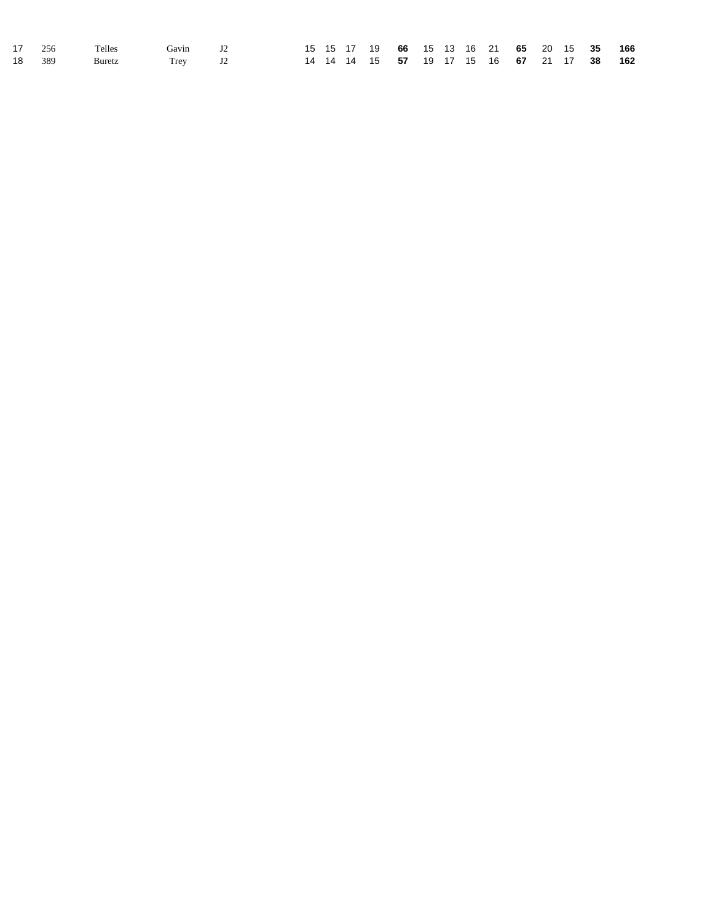| | | | | | | | | | | | | | | | | | | | |
|---|---|---|---|---|---|---|---|---|---|---|---|---|---|---|---|---|---|---|---|
| 17 | 256 | Telles | Gavin | J2 | 15 | 15 | 17 | 19 | **66** | 15 | 13 | 16 | 21 | **65** | 20 | 15 | **35** | **166** |
| 18 | 389 | Buretz | Trey | J2 | 14 | 14 | 14 | 15 | **57** | 19 | 17 | 15 | 16 | **67** | 21 | 17 | **38** | **162** |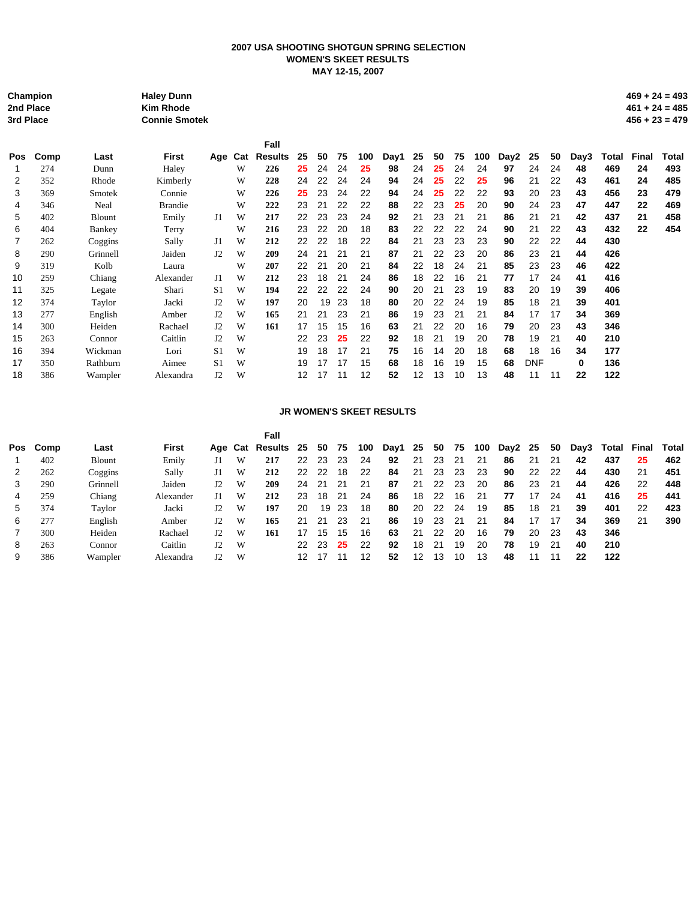# 2007 USA SHOOTING SHOTGUN SPRING SELECTION

## WOMEN'S SKEET RESULTS

### MAY 12-15, 2007

| | | |
|---|---|---|
| **Champion** | **Haley Dunn** | **469 + 24 = 493** |
| **2nd Place** | **Kim Rhode** | **461 + 24 = 485** |
| **3rd Place** | **Connie Smotek** | **456 + 23 = 479** |

| Pos | Comp | Last | First | Age | Cat | Fall Results | 25 | 50 | 75 | 100 | Day1 | 25 | 50 | 75 | 100 | Day2 | 25 | 50 | Day3 | Total | Final | Total |
|---|---|---|---|---|---|---|---|---|---|---|---|---|---|---|---|---|---|---|---|---|---|---|
| 1 | 274 | Dunn | Haley | | W | **226** | 25 | 24 | 24 | 25 | **98** | 24 | 25 | 24 | 24 | **97** | 24 | 24 | **48** | **469** | **24** | **493** |
| 2 | 352 | Rhode | Kimberly | | W | **228** | 24 | 22 | 24 | 24 | **94** | 24 | 25 | 22 | 25 | **96** | 21 | 22 | **43** | **461** | **24** | **485** |
| 3 | 369 | Smotek | Connie | | W | **226** | 25 | 23 | 24 | 22 | **94** | 24 | 25 | 22 | 22 | **93** | 20 | 23 | **43** | **456** | **23** | **479** |
| 4 | 346 | Neal | Brandie | | W | **222** | 23 | 21 | 22 | 22 | **88** | 22 | 23 | 25 | 20 | **90** | 24 | 23 | **47** | **447** | **22** | **469** |
| 5 | 402 | Blount | Emily | J1 | W | **217** | 22 | 23 | 23 | 24 | **92** | 21 | 23 | 21 | 21 | **86** | 21 | 21 | **42** | **437** | **21** | **458** |
| 6 | 404 | Bankey | Terry | | W | **216** | 23 | 22 | 20 | 18 | **83** | 22 | 22 | 22 | 24 | **90** | 21 | 22 | **43** | **432** | **22** | **454** |
| 7 | 262 | Coggins | Sally | J1 | W | **212** | 22 | 22 | 18 | 22 | **84** | 21 | 23 | 23 | 23 | **90** | 22 | 22 | **44** | **430** | | |
| 8 | 290 | Grinnell | Jaiden | J2 | W | **209** | 24 | 21 | 21 | 21 | **87** | 21 | 22 | 23 | 20 | **86** | 23 | 21 | **44** | **426** | | |
| 9 | 319 | Kolb | Laura | | W | **207** | 22 | 21 | 20 | 21 | **84** | 22 | 18 | 24 | 21 | **85** | 23 | 23 | **46** | **422** | | |
| 10 | 259 | Chiang | Alexander | J1 | W | **212** | 23 | 18 | 21 | 24 | **86** | 18 | 22 | 16 | 21 | **77** | 17 | 24 | **41** | **416** | | |
| 11 | 325 | Legate | Shari | S1 | W | **194** | 22 | 22 | 22 | 24 | **90** | 20 | 21 | 23 | 19 | **83** | 20 | 19 | **39** | **406** | | |
| 12 | 374 | Taylor | Jacki | J2 | W | **197** | 20 | 19 | 23 | 18 | **80** | 20 | 22 | 24 | 19 | **85** | 18 | 21 | **39** | **401** | | |
| 13 | 277 | English | Amber | J2 | W | **165** | 21 | 21 | 23 | 21 | **86** | 19 | 23 | 21 | 21 | **84** | 17 | 17 | **34** | **369** | | |
| 14 | 300 | Heiden | Rachael | J2 | W | **161** | 17 | 15 | 15 | 16 | **63** | 21 | 22 | 20 | 16 | **79** | 20 | 23 | **43** | **346** | | |
| 15 | 263 | Connor | Caitlin | J2 | W | | 22 | 23 | 25 | 22 | **92** | 18 | 21 | 19 | 20 | **78** | 19 | 21 | **40** | **210** | | |
| 16 | 394 | Wickman | Lori | S1 | W | | 19 | 18 | 17 | 21 | **75** | 16 | 14 | 20 | 18 | **68** | 18 | 16 | **34** | **177** | | |
| 17 | 350 | Rathburn | Aimee | S1 | W | | 19 | 17 | 17 | 15 | **68** | 18 | 16 | 19 | 15 | **68** | DNF | | **0** | **136** | | |
| 18 | 386 | Wampler | Alexandra | J2 | W | | 12 | 17 | 11 | 12 | **52** | 12 | 13 | 10 | 13 | **48** | 11 | 11 | **22** | **122** | | |

## JR WOMEN'S SKEET RESULTS

| Pos | Comp | Last | First | Age | Cat | Fall Results | 25 | 50 | 75 | 100 | Day1 | 25 | 50 | 75 | 100 | Day2 | 25 | 50 | Day3 | Total | Final | Total |
|---|---|---|---|---|---|---|---|---|---|---|---|---|---|---|---|---|---|---|---|---|---|---|
| 1 | 402 | Blount | Emily | J1 | W | **217** | 22 | 23 | 23 | 24 | **92** | 21 | 23 | 21 | 21 | **86** | 21 | 21 | **42** | **437** | 25 | **462** |
| 2 | 262 | Coggins | Sally | J1 | W | **212** | 22 | 22 | 18 | 22 | **84** | 21 | 23 | 23 | 23 | **90** | 22 | 22 | **44** | **430** | 21 | **451** |
| 3 | 290 | Grinnell | Jaiden | J2 | W | **209** | 24 | 21 | 21 | 21 | **87** | 21 | 22 | 23 | 20 | **86** | 23 | 21 | **44** | **426** | 22 | **448** |
| 4 | 259 | Chiang | Alexander | J1 | W | **212** | 23 | 18 | 21 | 24 | **86** | 18 | 22 | 16 | 21 | **77** | 17 | 24 | **41** | **416** | 25 | **441** |
| 5 | 374 | Taylor | Jacki | J2 | W | **197** | 20 | 19 | 23 | 18 | **80** | 20 | 22 | 24 | 19 | **85** | 18 | 21 | **39** | **401** | 22 | **423** |
| 6 | 277 | English | Amber | J2 | W | **165** | 21 | 21 | 23 | 21 | **86** | 19 | 23 | 21 | 21 | **84** | 17 | 17 | **34** | **369** | 21 | **390** |
| 7 | 300 | Heiden | Rachael | J2 | W | **161** | 17 | 15 | 15 | 16 | **63** | 21 | 22 | 20 | 16 | **79** | 20 | 23 | **43** | **346** | | |
| 8 | 263 | Connor | Caitlin | J2 | W | | 22 | 23 | 25 | 22 | **92** | 18 | 21 | 19 | 20 | **78** | 19 | 21 | **40** | **210** | | |
| 9 | 386 | Wampler | Alexandra | J2 | W | | 12 | 17 | 11 | 12 | **52** | 12 | 13 | 10 | 13 | **48** | 11 | 11 | **22** | **122** | | |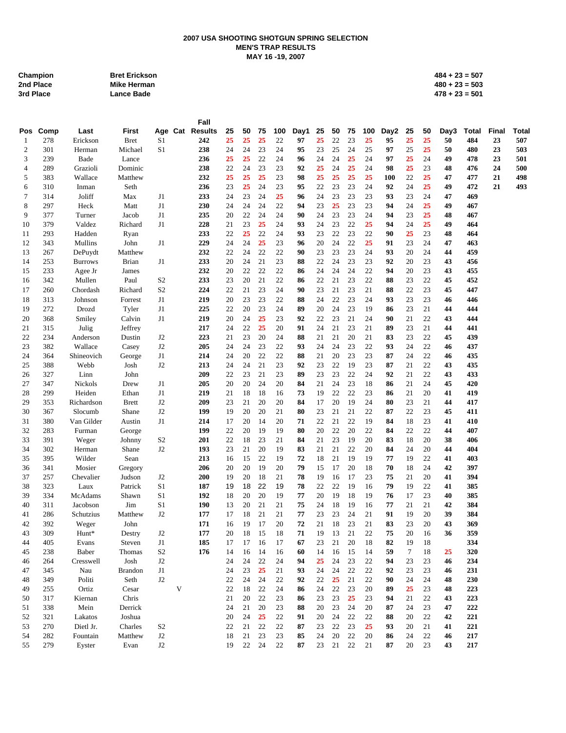**2007 USA SHOOTING SHOTGUN SPRING SELECTION**
**MEN'S TRAP RESULTS**
**MAY 16 -19, 2007**

| | | |
|---|---|---|
| **Champion** | **Bret Erickson** | **484 + 23 = 507** |
| **2nd Place** | **Mike Herman** | **480 + 23 = 503** |
| **3rd Place** | **Lance Bade** | **478 + 23 = 501** |

| Pos | Comp | Last | First | Age | Cat | Fall Results | 25 | 50 | 75 | 100 | Day1 | 25 | 50 | 75 | 100 | Day2 | 25 | 50 | Day3 | Total | Final | Total |
|---|---|---|---|---|---|---|---|---|---|---|---|---|---|---|---|---|---|---|---|---|---|---|
| 1 | 278 | Erickson | Bret | S1 | | 242 | 25 | 25 | 25 | 22 | 97 | 25 | 22 | 23 | 25 | 95 | 25 | 25 | 50 | 484 | 23 | 507 |
| 2 | 301 | Herman | Michael | S1 | | 238 | 24 | 24 | 23 | 24 | 95 | 23 | 25 | 24 | 25 | 97 | 25 | 25 | 50 | 480 | 23 | 503 |
| 3 | 239 | Bade | Lance | | | 236 | 25 | 25 | 22 | 24 | 96 | 24 | 24 | 25 | 24 | 97 | 25 | 24 | 49 | 478 | 23 | 501 |
| 4 | 289 | Grazioli | Dominic | | | 238 | 22 | 24 | 23 | 23 | 92 | 25 | 24 | 25 | 24 | 98 | 25 | 23 | 48 | 476 | 24 | 500 |
| 5 | 383 | Wallace | Matthew | | | 232 | 25 | 25 | 25 | 23 | 98 | 25 | 25 | 25 | 25 | 100 | 22 | 25 | 47 | 477 | 21 | 498 |
| 6 | 310 | Inman | Seth | | | 236 | 23 | 25 | 24 | 23 | 95 | 22 | 23 | 23 | 24 | 92 | 24 | 25 | 49 | 472 | 21 | 493 |
| 7 | 314 | Joliff | Max | J1 | | 233 | 24 | 23 | 24 | 25 | 96 | 24 | 23 | 23 | 23 | 93 | 23 | 24 | 47 | 469 | | |
| 8 | 297 | Heck | Matt | J1 | | 230 | 24 | 24 | 24 | 22 | 94 | 23 | 25 | 23 | 23 | 94 | 24 | 25 | 49 | 467 | | |
| 9 | 377 | Turner | Jacob | J1 | | 235 | 20 | 22 | 24 | 24 | 90 | 24 | 23 | 23 | 24 | 94 | 23 | 25 | 48 | 467 | | |
| 10 | 379 | Valdez | Richard | J1 | | 228 | 21 | 23 | 25 | 24 | 93 | 24 | 23 | 22 | 25 | 94 | 24 | 25 | 49 | 464 | | |
| 11 | 293 | Hadden | Ryan | | | 233 | 22 | 25 | 22 | 24 | 93 | 23 | 22 | 23 | 22 | 90 | 25 | 23 | 48 | 464 | | |
| 12 | 343 | Mullins | John | J1 | | 229 | 24 | 24 | 25 | 23 | 96 | 20 | 24 | 22 | 25 | 91 | 23 | 24 | 47 | 463 | | |
| 13 | 267 | DePuydt | Matthew | | | 232 | 22 | 24 | 22 | 22 | 90 | 23 | 23 | 23 | 24 | 93 | 20 | 24 | 44 | 459 | | |
| 14 | 253 | Burrows | Brian | J1 | | 233 | 20 | 24 | 21 | 23 | 88 | 22 | 24 | 23 | 23 | 92 | 20 | 23 | 43 | 456 | | |
| 15 | 233 | Agee Jr | James | | | 232 | 20 | 22 | 22 | 22 | 86 | 24 | 24 | 24 | 22 | 94 | 20 | 23 | 43 | 455 | | |
| 16 | 342 | Mullen | Paul | S2 | | 233 | 23 | 20 | 21 | 22 | 86 | 22 | 21 | 23 | 22 | 88 | 23 | 22 | 45 | 452 | | |
| 17 | 260 | Chordash | Richard | S2 | | 224 | 22 | 21 | 23 | 24 | 90 | 23 | 21 | 23 | 21 | 88 | 22 | 23 | 45 | 447 | | |
| 18 | 313 | Johnson | Forrest | J1 | | 219 | 20 | 23 | 23 | 22 | 88 | 24 | 22 | 23 | 24 | 93 | 23 | 23 | 46 | 446 | | |
| 19 | 272 | Drozd | Tyler | J1 | | 225 | 22 | 20 | 23 | 24 | 89 | 20 | 24 | 23 | 19 | 86 | 23 | 21 | 44 | 444 | | |
| 20 | 368 | Smiley | Calvin | J1 | | 219 | 20 | 24 | 25 | 23 | 92 | 22 | 23 | 21 | 24 | 90 | 21 | 22 | 43 | 444 | | |
| 21 | 315 | Julig | Jeffrey | | | 217 | 24 | 22 | 25 | 20 | 91 | 24 | 21 | 23 | 21 | 89 | 23 | 21 | 44 | 441 | | |
| 22 | 234 | Anderson | Dustin | J2 | | 223 | 21 | 23 | 20 | 24 | 88 | 21 | 21 | 20 | 21 | 83 | 23 | 22 | 45 | 439 | | |
| 23 | 382 | Wallace | Casey | J2 | | 205 | 24 | 24 | 23 | 22 | 93 | 24 | 24 | 23 | 22 | 93 | 24 | 22 | 46 | 437 | | |
| 24 | 364 | Shineovich | George | J1 | | 214 | 24 | 20 | 22 | 22 | 88 | 21 | 20 | 23 | 23 | 87 | 24 | 22 | 46 | 435 | | |
| 25 | 388 | Webb | Josh | J2 | | 213 | 24 | 24 | 21 | 23 | 92 | 23 | 22 | 19 | 23 | 87 | 21 | 22 | 43 | 435 | | |
| 26 | 327 | Linn | John | | | 209 | 22 | 23 | 21 | 23 | 89 | 23 | 23 | 22 | 24 | 92 | 21 | 22 | 43 | 433 | | |
| 27 | 347 | Nickols | Drew | J1 | | 205 | 20 | 20 | 24 | 20 | 84 | 21 | 24 | 23 | 18 | 86 | 21 | 24 | 45 | 420 | | |
| 28 | 299 | Heiden | Ethan | J1 | | 219 | 21 | 18 | 18 | 16 | 73 | 19 | 22 | 22 | 23 | 86 | 21 | 20 | 41 | 419 | | |
| 29 | 353 | Richardson | Brett | J2 | | 209 | 23 | 21 | 20 | 20 | 84 | 17 | 20 | 19 | 24 | 80 | 23 | 21 | 44 | 417 | | |
| 30 | 367 | Slocumb | Shane | J2 | | 199 | 19 | 20 | 20 | 21 | 80 | 23 | 21 | 22 | 22 | 87 | 22 | 23 | 45 | 411 | | |
| 31 | 380 | Van Gilder | Austin | J1 | | 214 | 17 | 20 | 14 | 20 | 71 | 22 | 21 | 22 | 19 | 84 | 18 | 23 | 41 | 410 | | |
| 32 | 283 | Furman | George | | | 199 | 22 | 20 | 19 | 19 | 80 | 20 | 22 | 20 | 22 | 84 | 22 | 22 | 44 | 407 | | |
| 33 | 391 | Weger | Johnny | S2 | | 201 | 22 | 18 | 23 | 21 | 84 | 21 | 23 | 19 | 20 | 83 | 18 | 20 | 38 | 406 | | |
| 34 | 302 | Herman | Shane | J2 | | 193 | 23 | 21 | 20 | 19 | 83 | 21 | 21 | 22 | 20 | 84 | 24 | 20 | 44 | 404 | | |
| 35 | 395 | Wilder | Sean | | | 213 | 16 | 15 | 22 | 19 | 72 | 18 | 21 | 19 | 19 | 77 | 19 | 22 | 41 | 403 | | |
| 36 | 341 | Mosier | Gregory | | | 206 | 20 | 20 | 19 | 20 | 79 | 15 | 17 | 20 | 18 | 70 | 18 | 24 | 42 | 397 | | |
| 37 | 257 | Chevalier | Judson | J2 | | 200 | 19 | 20 | 18 | 21 | 78 | 19 | 16 | 17 | 23 | 75 | 21 | 20 | 41 | 394 | | |
| 38 | 323 | Laux | Patrick | S1 | | 187 | 19 | 18 | 22 | 19 | 78 | 22 | 22 | 19 | 16 | 79 | 19 | 22 | 41 | 385 | | |
| 39 | 334 | McAdams | Shawn | S1 | | 192 | 18 | 20 | 20 | 19 | 77 | 20 | 19 | 18 | 19 | 76 | 17 | 23 | 40 | 385 | | |
| 40 | 311 | Jacobson | Jim | S1 | | 190 | 13 | 20 | 21 | 21 | 75 | 24 | 18 | 19 | 16 | 77 | 21 | 21 | 42 | 384 | | |
| 41 | 286 | Schutzius | Matthew | J2 | | 177 | 17 | 18 | 21 | 21 | 77 | 23 | 23 | 24 | 21 | 91 | 19 | 20 | 39 | 384 | | |
| 42 | 392 | Weger | John | | | 171 | 16 | 19 | 17 | 20 | 72 | 21 | 18 | 23 | 21 | 83 | 23 | 20 | 43 | 369 | | |
| 43 | 309 | Hunt* | Destry | J2 | | 177 | 20 | 18 | 15 | 18 | 71 | 19 | 13 | 21 | 22 | 75 | 20 | 16 | 36 | 359 | | |
| 44 | 405 | Evans | Steven | J1 | | 185 | 17 | 17 | 16 | 17 | 67 | 23 | 21 | 20 | 18 | 82 | 19 | 18 | | 334 | | |
| 45 | 238 | Baber | Thomas | S2 | | 176 | 14 | 16 | 14 | 16 | 60 | 14 | 16 | 15 | 14 | 59 | 7 | 18 | 25 | 320 | | |
| 46 | 264 | Cresswell | Josh | J2 | | | 24 | 24 | 22 | 24 | 94 | 25 | 24 | 23 | 22 | 94 | 23 | 23 | 46 | 234 | | |
| 47 | 345 | Nau | Brandon | J1 | | | 24 | 23 | 25 | 21 | 93 | 24 | 24 | 22 | 22 | 92 | 23 | 23 | 46 | 231 | | |
| 48 | 349 | Politi | Seth | J2 | | | 22 | 24 | 24 | 22 | 92 | 22 | 25 | 21 | 22 | 90 | 24 | 24 | 48 | 230 | | |
| 49 | 255 | Ortiz | Cesar | | V | | 22 | 18 | 22 | 24 | 86 | 24 | 22 | 23 | 20 | 89 | 25 | 23 | 48 | 223 | | |
| 50 | 317 | Kiernan | Chris | | | | 21 | 20 | 22 | 23 | 86 | 23 | 23 | 25 | 23 | 94 | 21 | 22 | 43 | 223 | | |
| 51 | 338 | Mein | Derrick | | | | 24 | 21 | 20 | 23 | 88 | 20 | 23 | 24 | 20 | 87 | 24 | 23 | 47 | 222 | | |
| 52 | 321 | Lakatos | Joshua | | | | 20 | 24 | 25 | 22 | 91 | 20 | 24 | 22 | 22 | 88 | 20 | 22 | 42 | 221 | | |
| 53 | 270 | Dietl Jr. | Charles | S2 | | | 22 | 21 | 22 | 22 | 87 | 23 | 22 | 23 | 25 | 93 | 20 | 21 | 41 | 221 | | |
| 54 | 282 | Fountain | Matthew | J2 | | | 18 | 21 | 23 | 23 | 85 | 24 | 20 | 22 | 20 | 86 | 24 | 22 | 46 | 217 | | |
| 55 | 279 | Eyster | Evan | J2 | | | 19 | 22 | 24 | 22 | 87 | 23 | 21 | 22 | 21 | 87 | 20 | 23 | 43 | 217 | | |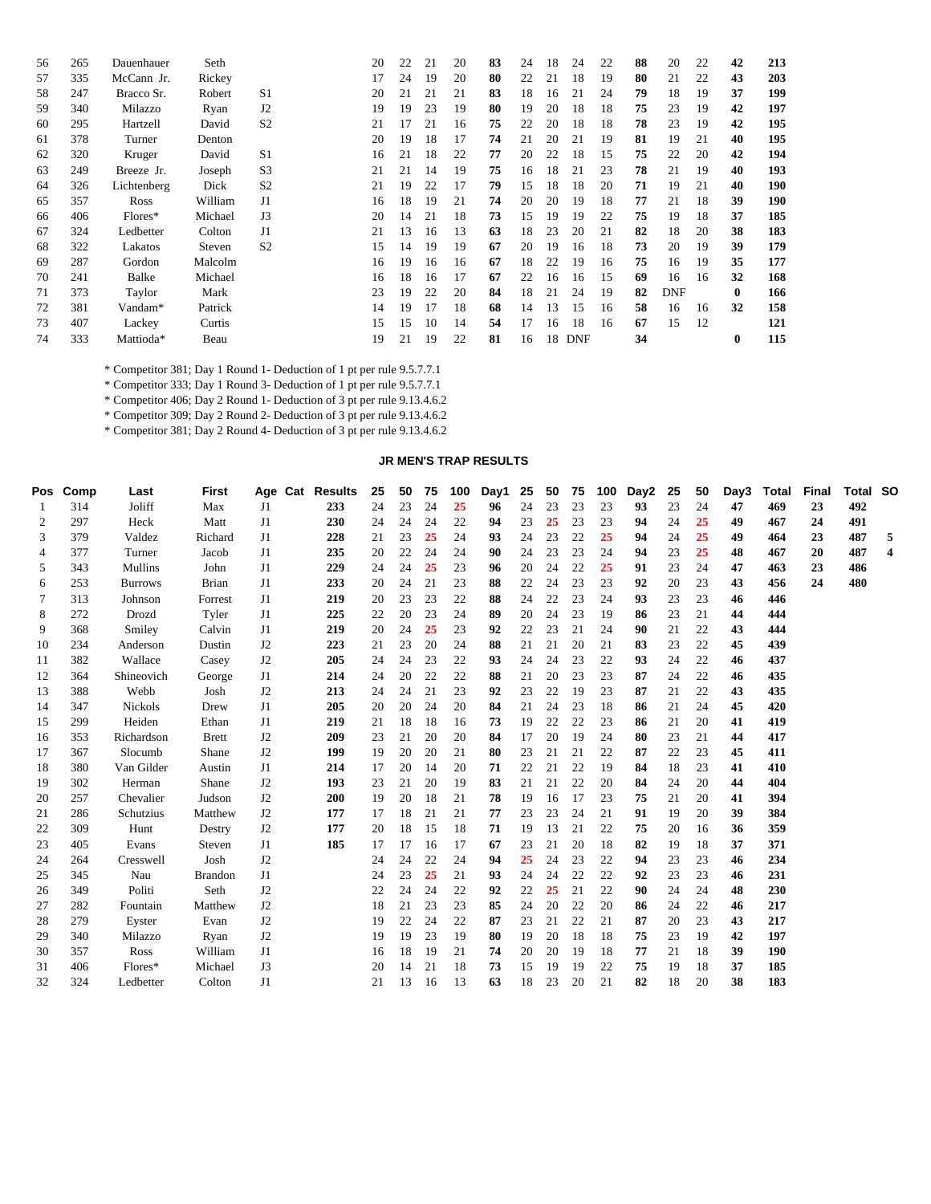| Pos | Comp | Last | First | Age | Cat | Results | 25 | 50 | 75 | 100 | Day1 | 25 | 50 | 75 | 100 | Day2 | 25 | 50 | Day3 | Total |
|---|---|---|---|---|---|---|---|---|---|---|---|---|---|---|---|---|---|---|---|---|
| 56 | 265 | Dauenhauer | Seth | | | | 20 | 22 | 21 | 20 | **83** | 24 | 18 | 24 | 22 | **88** | 20 | 22 | **42** | **213** |
| 57 | 335 | McCann Jr. | Rickey | | | | 17 | 24 | 19 | 20 | **80** | 22 | 21 | 18 | 19 | **80** | 21 | 22 | **43** | **203** |
| 58 | 247 | Bracco Sr. | Robert | S1 | | | 20 | 21 | 21 | 21 | **83** | 18 | 16 | 21 | 24 | **79** | 18 | 19 | **37** | **199** |
| 59 | 340 | Milazzo | Ryan | J2 | | | 19 | 19 | 23 | 19 | **80** | 19 | 20 | 18 | 18 | **75** | 23 | 19 | **42** | **197** |
| 60 | 295 | Hartzell | David | S2 | | | 21 | 17 | 21 | 16 | **75** | 22 | 20 | 18 | 18 | **78** | 23 | 19 | **42** | **195** |
| 61 | 378 | Turner | Denton | | | | 20 | 19 | 18 | 17 | **74** | 21 | 20 | 21 | 19 | **81** | 19 | 21 | **40** | **195** |
| 62 | 320 | Kruger | David | S1 | | | 16 | 21 | 18 | 22 | **77** | 20 | 22 | 18 | 15 | **75** | 22 | 20 | **42** | **194** |
| 63 | 249 | Breeze Jr. | Joseph | S3 | | | 21 | 21 | 14 | 19 | **75** | 16 | 18 | 21 | 23 | **78** | 21 | 19 | **40** | **193** |
| 64 | 326 | Lichtenberg | Dick | S2 | | | 21 | 19 | 22 | 17 | **79** | 15 | 18 | 18 | 20 | **71** | 19 | 21 | **40** | **190** |
| 65 | 357 | Ross | William | J1 | | | 16 | 18 | 19 | 21 | **74** | 20 | 20 | 19 | 18 | **77** | 21 | 18 | **39** | **190** |
| 66 | 406 | Flores* | Michael | J3 | | | 20 | 14 | 21 | 18 | **73** | 15 | 19 | 19 | 22 | **75** | 19 | 18 | **37** | **185** |
| 67 | 324 | Ledbetter | Colton | J1 | | | 21 | 13 | 16 | 13 | **63** | 18 | 23 | 20 | 21 | **82** | 18 | 20 | **38** | **183** |
| 68 | 322 | Lakatos | Steven | S2 | | | 15 | 14 | 19 | 19 | **67** | 20 | 19 | 16 | 18 | **73** | 20 | 19 | **39** | **179** |
| 69 | 287 | Gordon | Malcolm | | | | 16 | 19 | 16 | 16 | **67** | 18 | 22 | 19 | 16 | **75** | 16 | 19 | **35** | **177** |
| 70 | 241 | Balke | Michael | | | | 16 | 18 | 16 | 17 | **67** | 22 | 16 | 16 | 15 | **69** | 16 | 16 | **32** | **168** |
| 71 | 373 | Taylor | Mark | | | | 23 | 19 | 22 | 20 | **84** | 18 | 21 | 24 | 19 | **82** | DNF | | **0** | **166** |
| 72 | 381 | Vandam* | Patrick | | | | 14 | 19 | 17 | 18 | **68** | 14 | 13 | 15 | 16 | **58** | 16 | 16 | **32** | **158** |
| 73 | 407 | Lackey | Curtis | | | | 15 | 15 | 10 | 14 | **54** | 17 | 16 | 18 | 16 | **67** | 15 | 12 | | **121** |
| 74 | 333 | Mattioda* | Beau | | | | 19 | 21 | 19 | 22 | **81** | 16 | 18 | DNF | | **34** | | | **0** | **115** |

* Competitor 381; Day 1 Round 1- Deduction of 1 pt per rule 9.5.7.7.1
* Competitor 333; Day 1 Round 3- Deduction of 1 pt per rule 9.5.7.7.1
* Competitor 406; Day 2 Round 1- Deduction of 3 pt per rule 9.13.4.6.2
* Competitor 309; Day 2 Round 2- Deduction of 3 pt per rule 9.13.4.6.2
* Competitor 381; Day 2 Round 4- Deduction of 3 pt per rule 9.13.4.6.2

## JR MEN'S TRAP RESULTS

| Pos | Comp | Last | First | Age | Cat | Results | 25 | 50 | 75 | 100 | Day1 | 25 | 50 | 75 | 100 | Day2 | 25 | 50 | Day3 | Total | Final | Total | SO |
|---|---|---|---|---|---|---|---|---|---|---|---|---|---|---|---|---|---|---|---|---|---|---|---|
| 1 | 314 | Joliff | Max | J1 | | **233** | 24 | 23 | 24 | 25 | **96** | 24 | 23 | 23 | 23 | **93** | 23 | 24 | **47** | **469** | **23** | **492** | |
| 2 | 297 | Heck | Matt | J1 | | **230** | 24 | 24 | 24 | 22 | **94** | 23 | 25 | 23 | 23 | **94** | 24 | 25 | **49** | **467** | **24** | **491** | |
| 3 | 379 | Valdez | Richard | J1 | | **228** | 21 | 23 | 25 | 24 | **93** | 24 | 23 | 22 | 25 | **94** | 24 | 25 | **49** | **464** | **23** | **487** | **5** |
| 4 | 377 | Turner | Jacob | J1 | | **235** | 20 | 22 | 24 | 24 | **90** | 24 | 23 | 23 | 24 | **94** | 23 | 25 | **48** | **467** | **20** | **487** | **4** |
| 5 | 343 | Mullins | John | J1 | | **229** | 24 | 24 | 25 | 23 | **96** | 20 | 24 | 22 | 25 | **91** | 23 | 24 | **47** | **463** | **23** | **486** | |
| 6 | 253 | Burrows | Brian | J1 | | **233** | 20 | 24 | 21 | 23 | **88** | 22 | 24 | 23 | 23 | **92** | 20 | 23 | **43** | **456** | **24** | **480** | |
| 7 | 313 | Johnson | Forrest | J1 | | **219** | 20 | 23 | 23 | 22 | **88** | 24 | 22 | 23 | 24 | **93** | 23 | 23 | **46** | **446** | | | |
| 8 | 272 | Drozd | Tyler | J1 | | **225** | 22 | 20 | 23 | 24 | **89** | 20 | 24 | 23 | 19 | **86** | 23 | 21 | **44** | **444** | | | |
| 9 | 368 | Smiley | Calvin | J1 | | **219** | 20 | 24 | 25 | 23 | **92** | 22 | 23 | 21 | 24 | **90** | 21 | 22 | **43** | **444** | | | |
| 10 | 234 | Anderson | Dustin | J2 | | **223** | 21 | 23 | 20 | 24 | **88** | 21 | 21 | 20 | 21 | **83** | 23 | 22 | **45** | **439** | | | |
| 11 | 382 | Wallace | Casey | J2 | | **205** | 24 | 24 | 23 | 22 | **93** | 24 | 24 | 23 | 22 | **93** | 24 | 22 | **46** | **437** | | | |
| 12 | 364 | Shineovich | George | J1 | | **214** | 24 | 20 | 22 | 22 | **88** | 21 | 20 | 23 | 23 | **87** | 24 | 22 | **46** | **435** | | | |
| 13 | 388 | Webb | Josh | J2 | | **213** | 24 | 24 | 21 | 23 | **92** | 23 | 22 | 19 | 23 | **87** | 21 | 22 | **43** | **435** | | | |
| 14 | 347 | Nickols | Drew | J1 | | **205** | 20 | 20 | 24 | 20 | **84** | 21 | 24 | 23 | 18 | **86** | 21 | 24 | **45** | **420** | | | |
| 15 | 299 | Heiden | Ethan | J1 | | **219** | 21 | 18 | 18 | 16 | **73** | 19 | 22 | 22 | 23 | **86** | 21 | 20 | **41** | **419** | | | |
| 16 | 353 | Richardson | Brett | J2 | | **209** | 23 | 21 | 20 | 20 | **84** | 17 | 20 | 19 | 24 | **80** | 23 | 21 | **44** | **417** | | | |
| 17 | 367 | Slocumb | Shane | J2 | | **199** | 19 | 20 | 20 | 21 | **80** | 23 | 21 | 21 | 22 | **87** | 22 | 23 | **45** | **411** | | | |
| 18 | 380 | Van Gilder | Austin | J1 | | **214** | 17 | 20 | 14 | 20 | **71** | 22 | 21 | 22 | 19 | **84** | 18 | 23 | **41** | **410** | | | |
| 19 | 302 | Herman | Shane | J2 | | **193** | 23 | 21 | 20 | 19 | **83** | 21 | 21 | 22 | 20 | **84** | 24 | 20 | **44** | **404** | | | |
| 20 | 257 | Chevalier | Judson | J2 | | **200** | 19 | 20 | 18 | 21 | **78** | 19 | 16 | 17 | 23 | **75** | 21 | 20 | **41** | **394** | | | |
| 21 | 286 | Schutzius | Matthew | J2 | | **177** | 17 | 18 | 21 | 21 | **77** | 23 | 23 | 24 | 21 | **91** | 19 | 20 | **39** | **384** | | | |
| 22 | 309 | Hunt | Destry | J2 | | **177** | 20 | 18 | 15 | 18 | **71** | 19 | 13 | 21 | 22 | **75** | 20 | 16 | **36** | **359** | | | |
| 23 | 405 | Evans | Steven | J1 | | **185** | 17 | 17 | 16 | 17 | **67** | 23 | 21 | 20 | 18 | **82** | 19 | 18 | **37** | **371** | | | |
| 24 | 264 | Cresswell | Josh | J2 | | | 24 | 24 | 22 | 24 | **94** | 25 | 24 | 23 | 22 | **94** | 23 | 23 | **46** | **234** | | | |
| 25 | 345 | Nau | Brandon | J1 | | | 24 | 23 | 25 | 21 | **93** | 24 | 24 | 22 | 22 | **92** | 23 | 23 | **46** | **231** | | | |
| 26 | 349 | Politi | Seth | J2 | | | 22 | 24 | 24 | 22 | **92** | 22 | 25 | 21 | 22 | **90** | 24 | 24 | **48** | **230** | | | |
| 27 | 282 | Fountain | Matthew | J2 | | | 18 | 21 | 23 | 23 | **85** | 24 | 20 | 22 | 20 | **86** | 24 | 22 | **46** | **217** | | | |
| 28 | 279 | Eyster | Evan | J2 | | | 19 | 22 | 24 | 22 | **87** | 23 | 21 | 22 | 21 | **87** | 20 | 23 | **43** | **217** | | | |
| 29 | 340 | Milazzo | Ryan | J2 | | | 19 | 19 | 23 | 19 | **80** | 19 | 20 | 18 | 18 | **75** | 23 | 19 | **42** | **197** | | | |
| 30 | 357 | Ross | William | J1 | | | 16 | 18 | 19 | 21 | **74** | 20 | 20 | 19 | 18 | **77** | 21 | 18 | **39** | **190** | | | |
| 31 | 406 | Flores* | Michael | J3 | | | 20 | 14 | 21 | 18 | **73** | 15 | 19 | 19 | 22 | **75** | 19 | 18 | **37** | **185** | | | |
| 32 | 324 | Ledbetter | Colton | J1 | | | 21 | 13 | 16 | 13 | **63** | 18 | 23 | 20 | 21 | **82** | 18 | 20 | **38** | **183** | | | |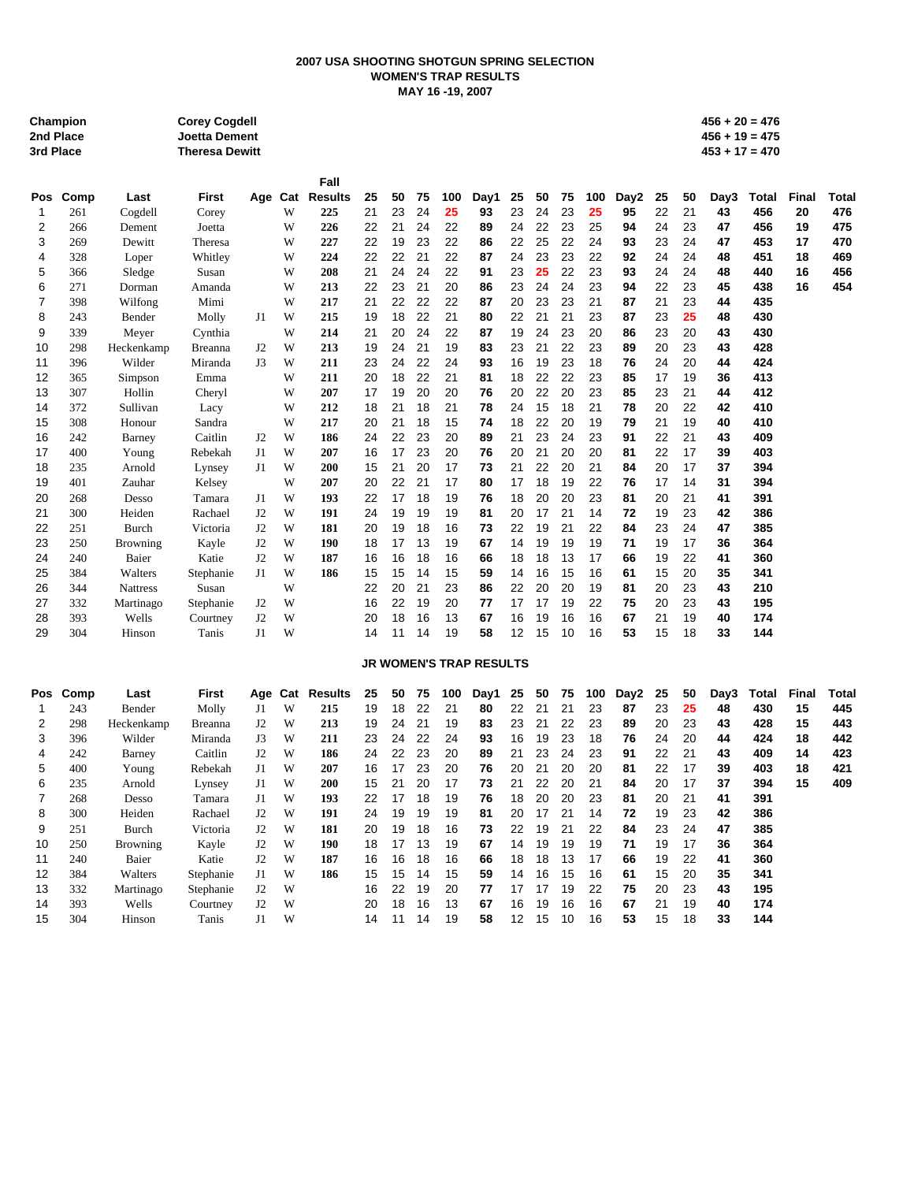**2007 USA SHOOTING SHOTGUN SPRING SELECTION**
**WOMEN'S TRAP RESULTS**
**MAY 16 -19, 2007**

| | | |
|---|---|---|
| **Champion** | **Corey Cogdell** | **456 + 20 = 476** |
| **2nd Place** | **Joetta Dement** | **456 + 19 = 475** |
| **3rd Place** | **Theresa Dewitt** | **453 + 17 = 470** |

| Pos | Comp | Last | First | Age | Cat | Fall Results | 25 | 50 | 75 | 100 | Day1 | 25 | 50 | 75 | 100 | Day2 | 25 | 50 | Day3 | Total | Final | Total |
|---|---|---|---|---|---|---|---|---|---|---|---|---|---|---|---|---|---|---|---|---|---|---|
| 1 | 261 | Cogdell | Corey | | W | **225** | 21 | 23 | 24 | 25 | **93** | 23 | 24 | 23 | 25 | **95** | 22 | 21 | **43** | **456** | **20** | **476** |
| 2 | 266 | Dement | Joetta | | W | **226** | 22 | 21 | 24 | 22 | **89** | 24 | 22 | 23 | 25 | **94** | 24 | 23 | **47** | **456** | **19** | **475** |
| 3 | 269 | Dewitt | Theresa | | W | **227** | 22 | 19 | 23 | 22 | **86** | 22 | 25 | 22 | 24 | **93** | 23 | 24 | **47** | **453** | **17** | **470** |
| 4 | 328 | Loper | Whitley | | W | **224** | 22 | 22 | 21 | 22 | **87** | 24 | 23 | 23 | 22 | **92** | 24 | 24 | **48** | **451** | **18** | **469** |
| 5 | 366 | Sledge | Susan | | W | **208** | 21 | 24 | 24 | 22 | **91** | 23 | 25 | 22 | 23 | **93** | 24 | 24 | **48** | **440** | **16** | **456** |
| 6 | 271 | Dorman | Amanda | | W | **213** | 22 | 23 | 21 | 20 | **86** | 23 | 24 | 24 | 23 | **94** | 22 | 23 | **45** | **438** | **16** | **454** |
| 7 | 398 | Wilfong | Mimi | | W | **217** | 21 | 22 | 22 | 22 | **87** | 20 | 23 | 23 | 21 | **87** | 21 | 23 | **44** | **435** | | |
| 8 | 243 | Bender | Molly | J1 | W | **215** | 19 | 18 | 22 | 21 | **80** | 22 | 21 | 21 | 23 | **87** | 23 | 25 | **48** | **430** | | |
| 9 | 339 | Meyer | Cynthia | | W | **214** | 21 | 20 | 24 | 22 | **87** | 19 | 24 | 23 | 20 | **86** | 23 | 20 | **43** | **430** | | |
| 10 | 298 | Heckenkamp | Breanna | J2 | W | **213** | 19 | 24 | 21 | 19 | **83** | 23 | 21 | 22 | 23 | **89** | 20 | 23 | **43** | **428** | | |
| 11 | 396 | Wilder | Miranda | J3 | W | **211** | 23 | 24 | 22 | 24 | **93** | 16 | 19 | 23 | 18 | **76** | 24 | 20 | **44** | **424** | | |
| 12 | 365 | Simpson | Emma | | W | **211** | 20 | 18 | 22 | 21 | **81** | 18 | 22 | 22 | 23 | **85** | 17 | 19 | **36** | **413** | | |
| 13 | 307 | Hollin | Cheryl | | W | **207** | 17 | 19 | 20 | 20 | **76** | 20 | 22 | 20 | 23 | **85** | 23 | 21 | **44** | **412** | | |
| 14 | 372 | Sullivan | Lacy | | W | **212** | 18 | 21 | 18 | 21 | **78** | 24 | 15 | 18 | 21 | **78** | 20 | 22 | **42** | **410** | | |
| 15 | 308 | Honour | Sandra | | W | **217** | 20 | 21 | 18 | 15 | **74** | 18 | 22 | 20 | 19 | **79** | 21 | 19 | **40** | **410** | | |
| 16 | 242 | Barney | Caitlin | J2 | W | **186** | 24 | 22 | 23 | 20 | **89** | 21 | 23 | 24 | 23 | **91** | 22 | 21 | **43** | **409** | | |
| 17 | 400 | Young | Rebekah | J1 | W | **207** | 16 | 17 | 23 | 20 | **76** | 20 | 21 | 20 | 20 | **81** | 22 | 17 | **39** | **403** | | |
| 18 | 235 | Arnold | Lynsey | J1 | W | **200** | 15 | 21 | 20 | 17 | **73** | 21 | 22 | 20 | 21 | **84** | 20 | 17 | **37** | **394** | | |
| 19 | 401 | Zauhar | Kelsey | | W | **207** | 20 | 22 | 21 | 17 | **80** | 17 | 18 | 19 | 22 | **76** | 17 | 14 | **31** | **394** | | |
| 20 | 268 | Desso | Tamara | J1 | W | **193** | 22 | 17 | 18 | 19 | **76** | 18 | 20 | 20 | 23 | **81** | 20 | 21 | **41** | **391** | | |
| 21 | 300 | Heiden | Rachael | J2 | W | **191** | 24 | 19 | 19 | 19 | **81** | 20 | 17 | 21 | 14 | **72** | 19 | 23 | **42** | **386** | | |
| 22 | 251 | Burch | Victoria | J2 | W | **181** | 20 | 19 | 18 | 16 | **73** | 22 | 19 | 21 | 22 | **84** | 23 | 24 | **47** | **385** | | |
| 23 | 250 | Browning | Kayle | J2 | W | **190** | 18 | 17 | 13 | 19 | **67** | 14 | 19 | 19 | 19 | **71** | 19 | 17 | **36** | **364** | | |
| 24 | 240 | Baier | Katie | J2 | W | **187** | 16 | 16 | 18 | 16 | **66** | 18 | 18 | 13 | 17 | **66** | 19 | 22 | **41** | **360** | | |
| 25 | 384 | Walters | Stephanie | J1 | W | **186** | 15 | 15 | 14 | 15 | **59** | 14 | 16 | 15 | 16 | **61** | 15 | 20 | **35** | **341** | | |
| 26 | 344 | Nattress | Susan | | W | | 22 | 20 | 21 | 23 | **86** | 22 | 20 | 20 | 19 | **81** | 20 | 23 | **43** | **210** | | |
| 27 | 332 | Martinago | Stephanie | J2 | W | | 16 | 22 | 19 | 20 | **77** | 17 | 17 | 19 | 22 | **75** | 20 | 23 | **43** | **195** | | |
| 28 | 393 | Wells | Courtney | J2 | W | | 20 | 18 | 16 | 13 | **67** | 16 | 19 | 16 | 16 | **67** | 21 | 19 | **40** | **174** | | |
| 29 | 304 | Hinson | Tanis | J1 | W | | 14 | 11 | 14 | 19 | **58** | 12 | 15 | 10 | 16 | **53** | 15 | 18 | **33** | **144** | | |

**JR WOMEN'S TRAP RESULTS**

| Pos | Comp | Last | First | Age | Cat | Results | 25 | 50 | 75 | 100 | Day1 | 25 | 50 | 75 | 100 | Day2 | 25 | 50 | Day3 | Total | Final | Total |
|---|---|---|---|---|---|---|---|---|---|---|---|---|---|---|---|---|---|---|---|---|---|---|
| 1 | 243 | Bender | Molly | J1 | W | **215** | 19 | 18 | 22 | 21 | **80** | 22 | 21 | 21 | 23 | **87** | 23 | 25 | **48** | **430** | **15** | **445** |
| 2 | 298 | Heckenkamp | Breanna | J2 | W | **213** | 19 | 24 | 21 | 19 | **83** | 23 | 21 | 22 | 23 | **89** | 20 | 23 | **43** | **428** | **15** | **443** |
| 3 | 396 | Wilder | Miranda | J3 | W | **211** | 23 | 24 | 22 | 24 | **93** | 16 | 19 | 23 | 18 | **76** | 24 | 20 | **44** | **424** | **18** | **442** |
| 4 | 242 | Barney | Caitlin | J2 | W | **186** | 24 | 22 | 23 | 20 | **89** | 21 | 23 | 24 | 23 | **91** | 22 | 21 | **43** | **409** | **14** | **423** |
| 5 | 400 | Young | Rebekah | J1 | W | **207** | 16 | 17 | 23 | 20 | **76** | 20 | 21 | 20 | 20 | **81** | 22 | 17 | **39** | **403** | **18** | **421** |
| 6 | 235 | Arnold | Lynsey | J1 | W | **200** | 15 | 21 | 20 | 17 | **73** | 21 | 22 | 20 | 21 | **84** | 20 | 17 | **37** | **394** | **15** | **409** |
| 7 | 268 | Desso | Tamara | J1 | W | **193** | 22 | 17 | 18 | 19 | **76** | 18 | 20 | 20 | 23 | **81** | 20 | 21 | **41** | **391** | | |
| 8 | 300 | Heiden | Rachael | J2 | W | **191** | 24 | 19 | 19 | 19 | **81** | 20 | 17 | 21 | 14 | **72** | 19 | 23 | **42** | **386** | | |
| 9 | 251 | Burch | Victoria | J2 | W | **181** | 20 | 19 | 18 | 16 | **73** | 22 | 19 | 21 | 22 | **84** | 23 | 24 | **47** | **385** | | |
| 10 | 250 | Browning | Kayle | J2 | W | **190** | 18 | 17 | 13 | 19 | **67** | 14 | 19 | 19 | 19 | **71** | 19 | 17 | **36** | **364** | | |
| 11 | 240 | Baier | Katie | J2 | W | **187** | 16 | 16 | 18 | 16 | **66** | 18 | 18 | 13 | 17 | **66** | 19 | 22 | **41** | **360** | | |
| 12 | 384 | Walters | Stephanie | J1 | W | **186** | 15 | 15 | 14 | 15 | **59** | 14 | 16 | 15 | 16 | **61** | 15 | 20 | **35** | **341** | | |
| 13 | 332 | Martinago | Stephanie | J2 | W | | 16 | 22 | 19 | 20 | **77** | 17 | 17 | 19 | 22 | **75** | 20 | 23 | **43** | **195** | | |
| 14 | 393 | Wells | Courtney | J2 | W | | 20 | 18 | 16 | 13 | **67** | 16 | 19 | 16 | 16 | **67** | 21 | 19 | **40** | **174** | | |
| 15 | 304 | Hinson | Tanis | J1 | W | | 14 | 11 | 14 | 19 | **58** | 12 | 15 | 10 | 16 | **53** | 15 | 18 | **33** | **144** | | |